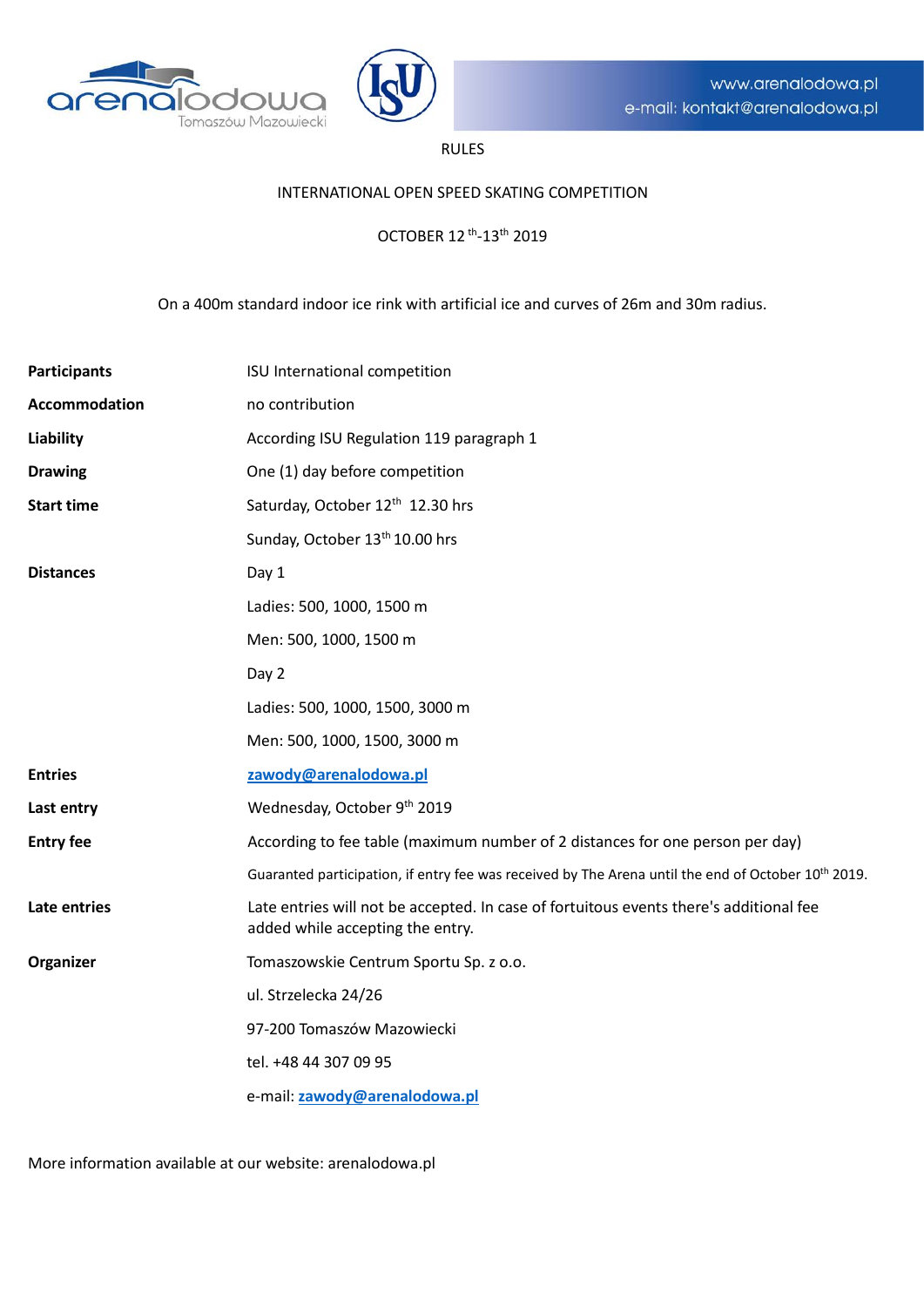www.arenalodowa.pl
e-mail: kontakt@arenalodowa.pl

# RULES

## INTERNATIONAL OPEN SPEED SKATING COMPETITION

OCTOBER 12th-13th 2019

On a 400m standard indoor ice rink with artificial ice and curves of 26m and 30m radius.

| | |
|---|---|
| **Participants** | ISU International competition |
| **Accommodation** | no contribution |
| **Liability** | According ISU Regulation 119 paragraph 1 |
| **Drawing** | One (1) day before competition |
| **Start time** | Saturday, October 12th 12.30 hrs |
| | Sunday, October 13th 10.00 hrs |
| **Distances** | Day 1 |
| | Ladies: 500, 1000, 1500 m |
| | Men: 500, 1000, 1500 m |
| | Day 2 |
| | Ladies: 500, 1000, 1500, 3000 m |
| | Men: 500, 1000, 1500, 3000 m |
| **Entries** | zawody@arenalodowa.pl |
| **Last entry** | Wednesday, October 9th 2019 |
| **Entry fee** | According to fee table (maximum number of 2 distances for one person per day) |
| | Guaranteed participation, if entry fee was received by The Arena until the end of October 10th 2019. |
| **Late entries** | Late entries will not be accepted. In case of fortuitous events there's additional fee added while accepting the entry. |
| **Organizer** | Tomaszowskie Centrum Sportu Sp. z o.o. |
| | ul. Strzelecka 24/26 |
| | 97-200 Tomaszów Mazowiecki |
| | tel. +48 44 307 09 95 |
| | e-mail: zawody@arenalodowa.pl |

More information available at our website: arenalodowa.pl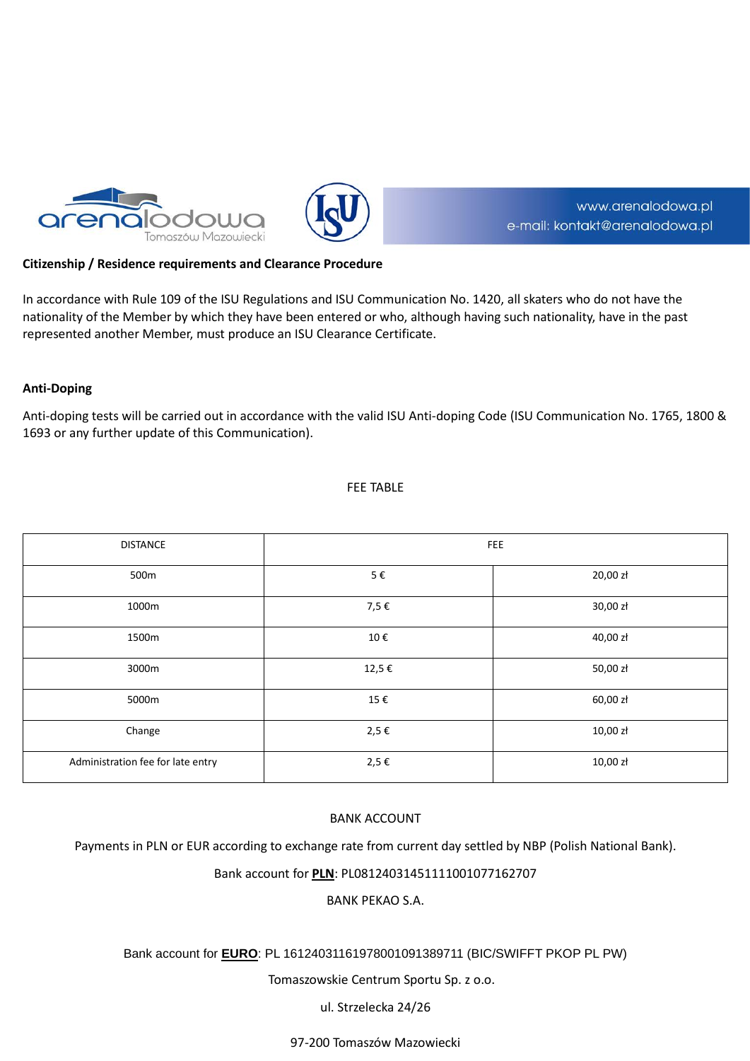**Citizenship / Residence requirements and Clearance Procedure**

In accordance with Rule 109 of the ISU Regulations and ISU Communication No. 1420, all skaters who do not have the nationality of the Member by which they have been entered or who, although having such nationality, have in the past represented another Member, must produce an ISU Clearance Certificate.

**Anti-Doping**

Anti-doping tests will be carried out in accordance with the valid ISU Anti-doping Code (ISU Communication No. 1765, 1800 & 1693 or any further update of this Communication).

FEE TABLE

| DISTANCE | FEE | |
|---|---|---|
| 500m | 5 € | 20,00 zł |
| 1000m | 7,5 € | 30,00 zł |
| 1500m | 10 € | 40,00 zł |
| 3000m | 12,5 € | 50,00 zł |
| 5000m | 15 € | 60,00 zł |
| Change | 2,5 € | 10,00 zł |
| Administration fee for late entry | 2,5 € | 10,00 zł |

BANK ACCOUNT

Payments in PLN or EUR according to exchange rate from current day settled by NBP (Polish National Bank).

Bank account for **PLN**: PL08124031451111001077162707

BANK PEKAO S.A.

Bank account for **EURO**: PL 16124031161978001091389711 (BIC/SWIFFT PKOP PL PW)

Tomaszowskie Centrum Sportu Sp. z o.o.

ul. Strzelecka 24/26

97-200 Tomaszów Mazowiecki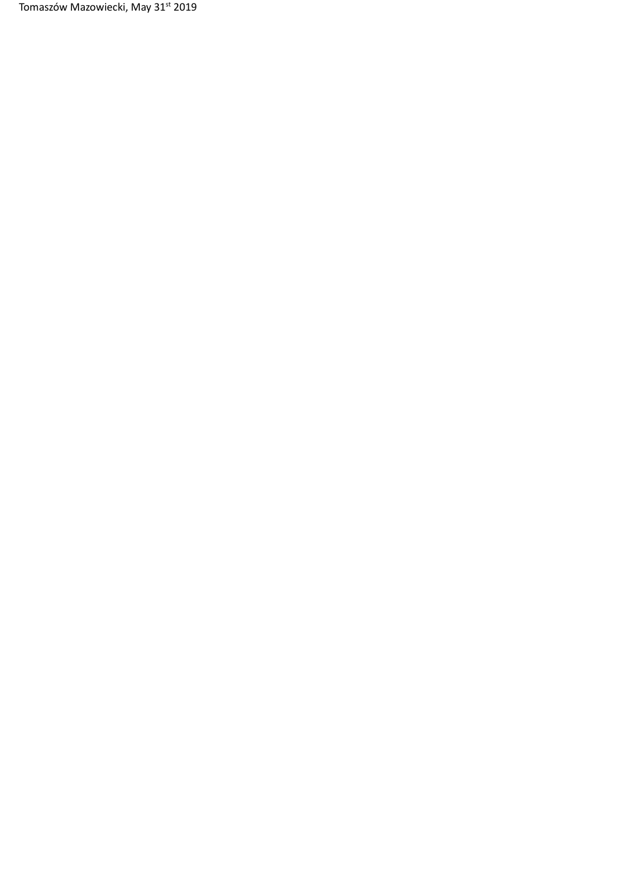Tomaszów Mazowiecki, May 31st 2019